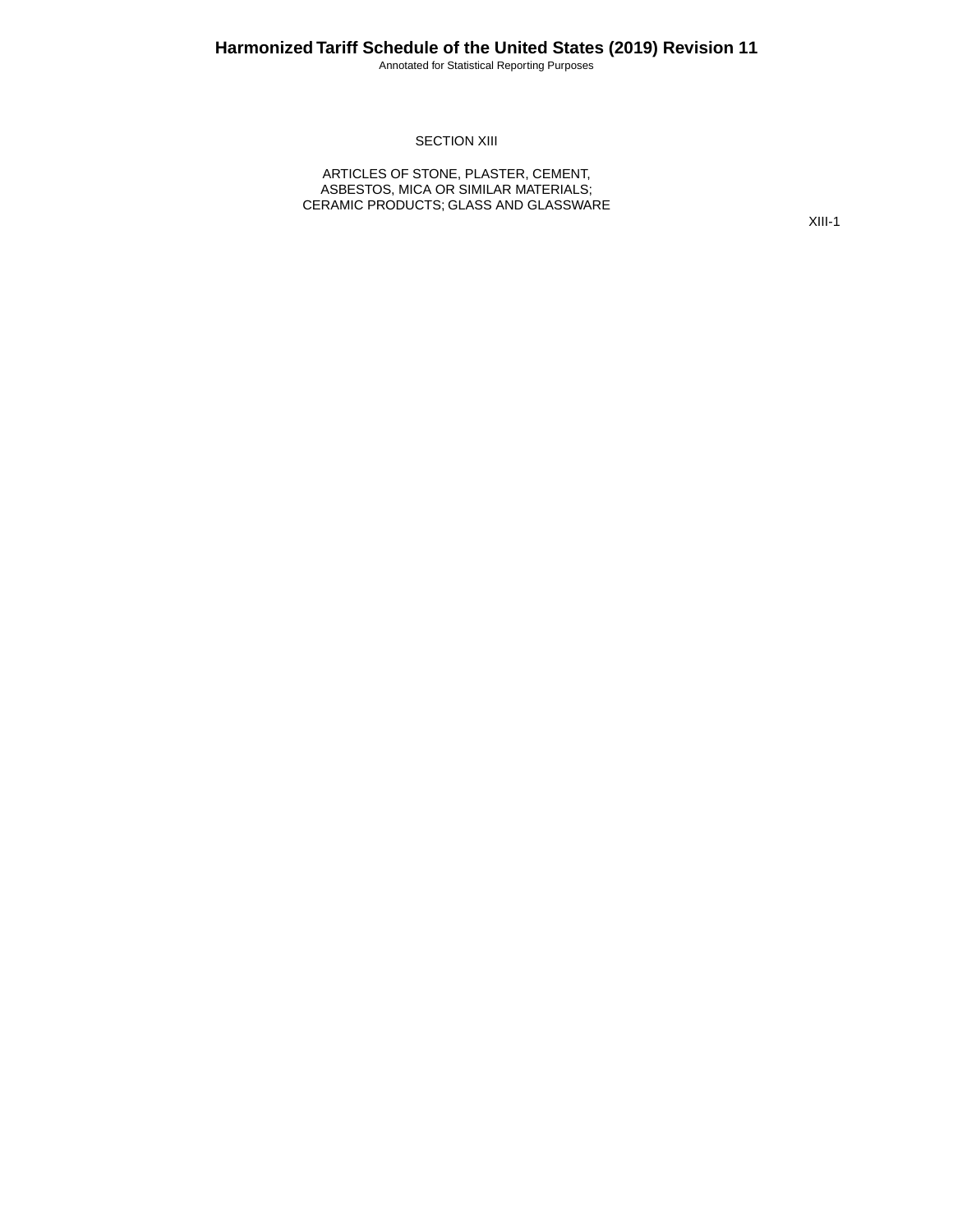# SECTION XIII

## ARTICLES OF STONE, PLASTER, CEMENT, ASBESTOS, MICA OR SIMILAR MATERIALS; CERAMIC PRODUCTS; GLASS AND GLASSWARE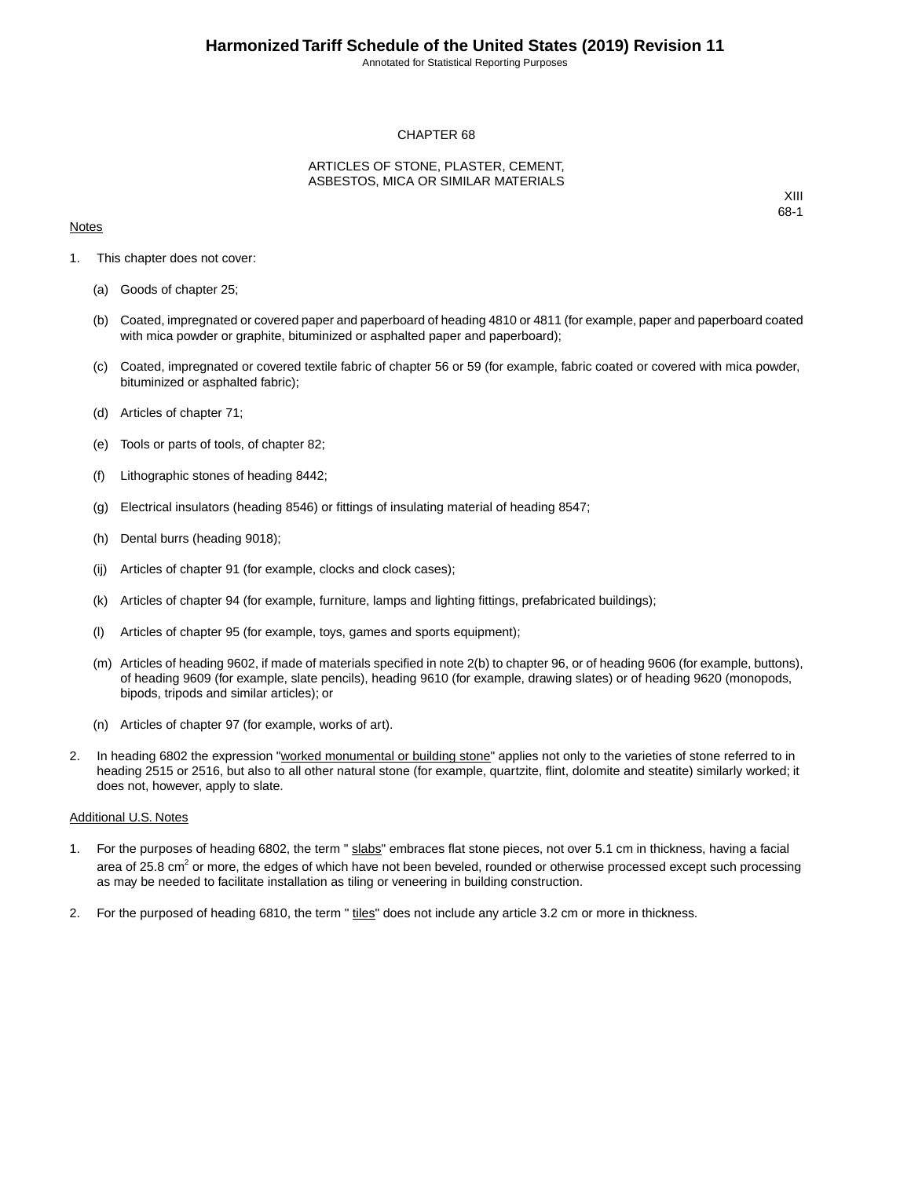# CHAPTER 68

## ARTICLES OF STONE, PLASTER, CEMENT, ASBESTOS, MICA OR SIMILAR MATERIALS

XIII
68-1

Notes

1. This chapter does not cover:

   (a) Goods of chapter 25;

   (b) Coated, impregnated or covered paper and paperboard of heading 4810 or 4811 (for example, paper and paperboard coated with mica powder or graphite, bituminized or asphalted paper and paperboard);

   (c) Coated, impregnated or covered textile fabric of chapter 56 or 59 (for example, fabric coated or covered with mica powder, bituminized or asphalted fabric);

   (d) Articles of chapter 71;

   (e) Tools or parts of tools, of chapter 82;

   (f) Lithographic stones of heading 8442;

   (g) Electrical insulators (heading 8546) or fittings of insulating material of heading 8547;

   (h) Dental burrs (heading 9018);

   (ij) Articles of chapter 91 (for example, clocks and clock cases);

   (k) Articles of chapter 94 (for example, furniture, lamps and lighting fittings, prefabricated buildings);

   (l) Articles of chapter 95 (for example, toys, games and sports equipment);

   (m) Articles of heading 9602, if made of materials specified in note 2(b) to chapter 96, or of heading 9606 (for example, buttons), of heading 9609 (for example, slate pencils), heading 9610 (for example, drawing slates) or of heading 9620 (monopods, bipods, tripods and similar articles); or

   (n) Articles of chapter 97 (for example, works of art).

2. In heading 6802 the expression "worked monumental or building stone" applies not only to the varieties of stone referred to in heading 2515 or 2516, but also to all other natural stone (for example, quartzite, flint, dolomite and steatite) similarly worked; it does not, however, apply to slate.

Additional U.S. Notes

1. For the purposes of heading 6802, the term " slabs" embraces flat stone pieces, not over 5.1 cm in thickness, having a facial area of 25.8 $cm^2$ or more, the edges of which have not been beveled, rounded or otherwise processed except such processing as may be needed to facilitate installation as tiling or veneering in building construction.

2. For the purposed of heading 6810, the term " tiles" does not include any article 3.2 cm or more in thickness.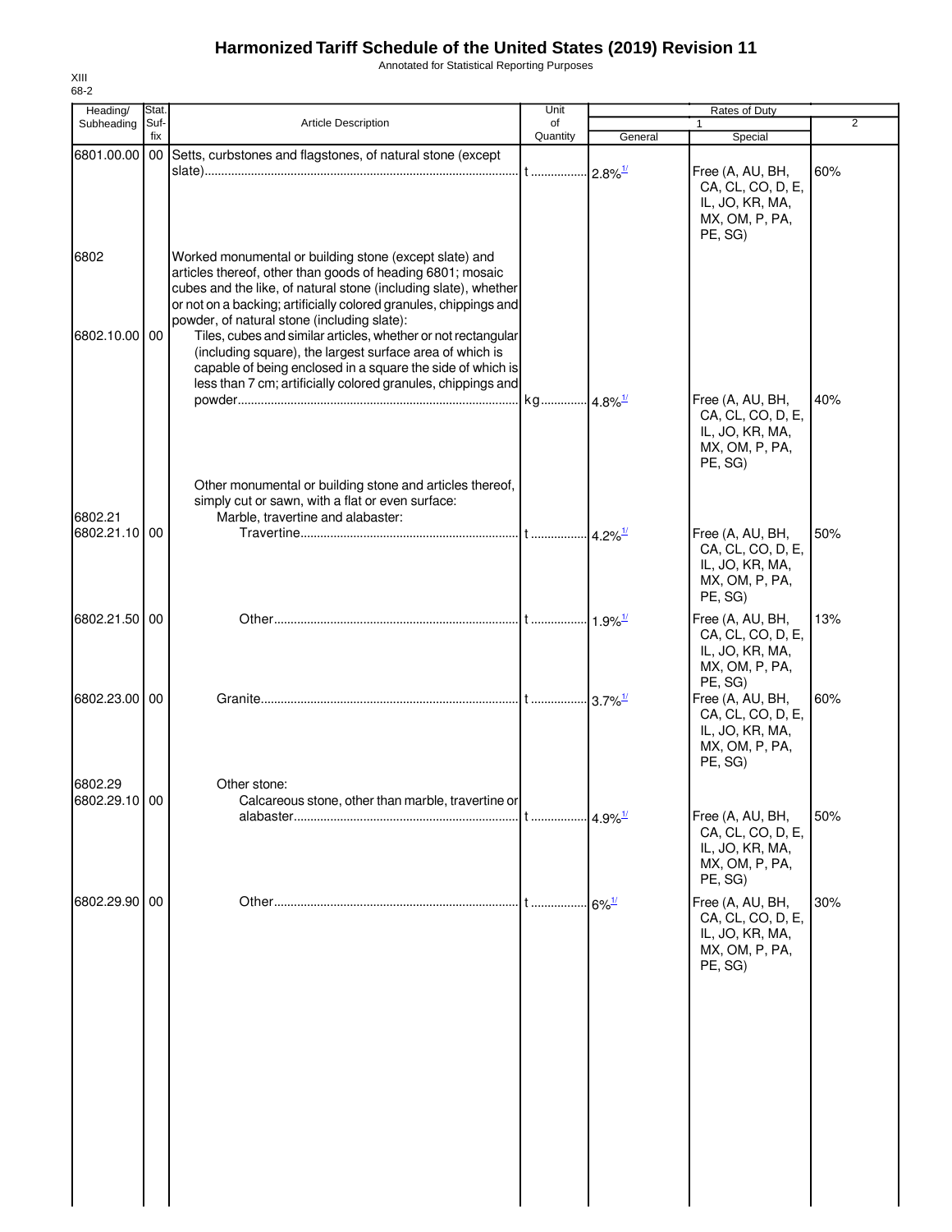# Harmonized Tariff Schedule of the United States (2019) Revision 11

Annotated for Statistical Reporting Purposes

XIII
68-2

| Heading/ Subheading | Stat. Suf- fix | Article Description | Unit of Quantity | Rates of Duty | | |
|---|---|---|---|---|---|---|
| | | | | 1 | | 2 |
| | | | | General | Special | |
| 6801.00.00 | 00 | Setts, curbstones and flagstones, of natural stone (except slate) | t | 2.8%[1/] | Free (A, AU, BH, CA, CL, CO, D, E, IL, JO, KR, MA, MX, OM, P, PA, PE, SG) | 60% |
| 6802 | | Worked monumental or building stone (except slate) and articles thereof, other than goods of heading 6801; mosaic cubes and the like, of natural stone (including slate), whether or not on a backing; artificially colored granules, chippings and powder, of natural stone (including slate): | | | | |
| 6802.10.00 | 00 | Tiles, cubes and similar articles, whether or not rectangular (including square), the largest surface area of which is capable of being enclosed in a square the side of which is less than 7 cm; artificially colored granules, chippings and powder | kg | 4.8%[1/] | Free (A, AU, BH, CA, CL, CO, D, E, IL, JO, KR, MA, MX, OM, P, PA, PE, SG) | 40% |
| | | Other monumental or building stone and articles thereof, simply cut or sawn, with a flat or even surface: | | | | |
| 6802.21 | | Marble, travertine and alabaster: | | | | |
| 6802.21.10 | 00 | Travertine | t | 4.2%[1/] | Free (A, AU, BH, CA, CL, CO, D, E, IL, JO, KR, MA, MX, OM, P, PA, PE, SG) | 50% |
| 6802.21.50 | 00 | Other | t | 1.9%[1/] | Free (A, AU, BH, CA, CL, CO, D, E, IL, JO, KR, MA, MX, OM, P, PA, PE, SG) | 13% |
| 6802.23.00 | 00 | Granite | t | 3.7%[1/] | Free (A, AU, BH, CA, CL, CO, D, E, IL, JO, KR, MA, MX, OM, P, PA, PE, SG) | 60% |
| 6802.29 | | Other stone: | | | | |
| 6802.29.10 | 00 | Calcareous stone, other than marble, travertine or alabaster | t | 4.9%[1/] | Free (A, AU, BH, CA, CL, CO, D, E, IL, JO, KR, MA, MX, OM, P, PA, PE, SG) | 50% |
| 6802.29.90 | 00 | Other | t | 6%[1/] | Free (A, AU, BH, CA, CL, CO, D, E, IL, JO, KR, MA, MX, OM, P, PA, PE, SG) | 30% |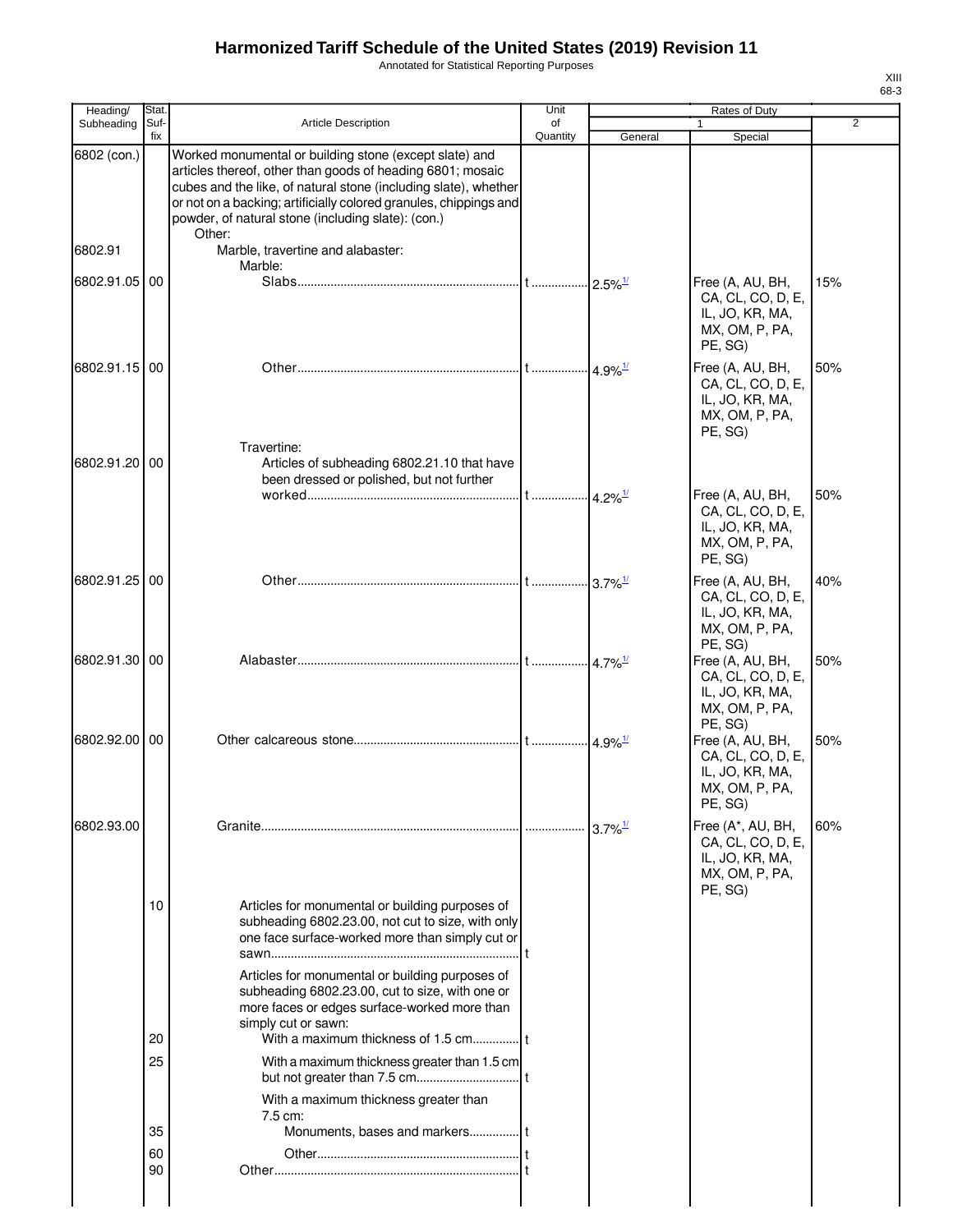# Harmonized Tariff Schedule of the United States (2019) Revision 11

Annotated for Statistical Reporting Purposes

XIII
68-3

| Heading/ Subheading | Stat. Suf- fix | Article Description | Unit of Quantity | Rates of Duty 1 General | Special | 2 |
|---|---|---|---|---|---|---|
| 6802 (con.) | | Worked monumental or building stone (except slate) and articles thereof, other than goods of heading 6801; mosaic cubes and the like, of natural stone (including slate), whether or not on a backing; artificially colored granules, chippings and powder, of natural stone (including slate): (con.) | | | | |
| | | Other: | | | | |
| 6802.91 | | Marble, travertine and alabaster: | | | | |
| | | Marble: | | | | |
| 6802.91.05 | 00 | Slabs | t | 2.5%[1/] | Free (A, AU, BH, CA, CL, CO, D, E, IL, JO, KR, MA, MX, OM, P, PA, PE, SG) | 15% |
| 6802.91.15 | 00 | Other | t | 4.9%[1/] | Free (A, AU, BH, CA, CL, CO, D, E, IL, JO, KR, MA, MX, OM, P, PA, PE, SG) | 50% |
| | | Travertine: | | | | |
| 6802.91.20 | 00 | Articles of subheading 6802.21.10 that have been dressed or polished, but not further worked | t | 4.2%[1/] | Free (A, AU, BH, CA, CL, CO, D, E, IL, JO, KR, MA, MX, OM, P, PA, PE, SG) | 50% |
| 6802.91.25 | 00 | Other | t | 3.7%[1/] | Free (A, AU, BH, CA, CL, CO, D, E, IL, JO, KR, MA, MX, OM, P, PA, PE, SG) | 40% |
| 6802.91.30 | 00 | Alabaster | t | 4.7%[1/] | Free (A, AU, BH, CA, CL, CO, D, E, IL, JO, KR, MA, MX, OM, P, PA, PE, SG) | 50% |
| 6802.92.00 | 00 | Other calcareous stone | t | 4.9%[1/] | Free (A, AU, BH, CA, CL, CO, D, E, IL, JO, KR, MA, MX, OM, P, PA, PE, SG) | 50% |
| 6802.93.00 | | Granite | | 3.7%[1/] | Free (A*, AU, BH, CA, CL, CO, D, E, IL, JO, KR, MA, MX, OM, P, PA, PE, SG) | 60% |
| | 10 | Articles for monumental or building purposes of subheading 6802.23.00, not cut to size, with only one face surface-worked more than simply cut or sawn | t | | | |
| | | Articles for monumental or building purposes of subheading 6802.23.00, cut to size, with one or more faces or edges surface-worked more than simply cut or sawn: | | | | |
| | 20 | With a maximum thickness of 1.5 cm | t | | | |
| | 25 | With a maximum thickness greater than 1.5 cm but not greater than 7.5 cm | t | | | |
| | | With a maximum thickness greater than 7.5 cm: | | | | |
| | 35 | Monuments, bases and markers | t | | | |
| | 60 | Other | t | | | |
| | 90 | Other | t | | | |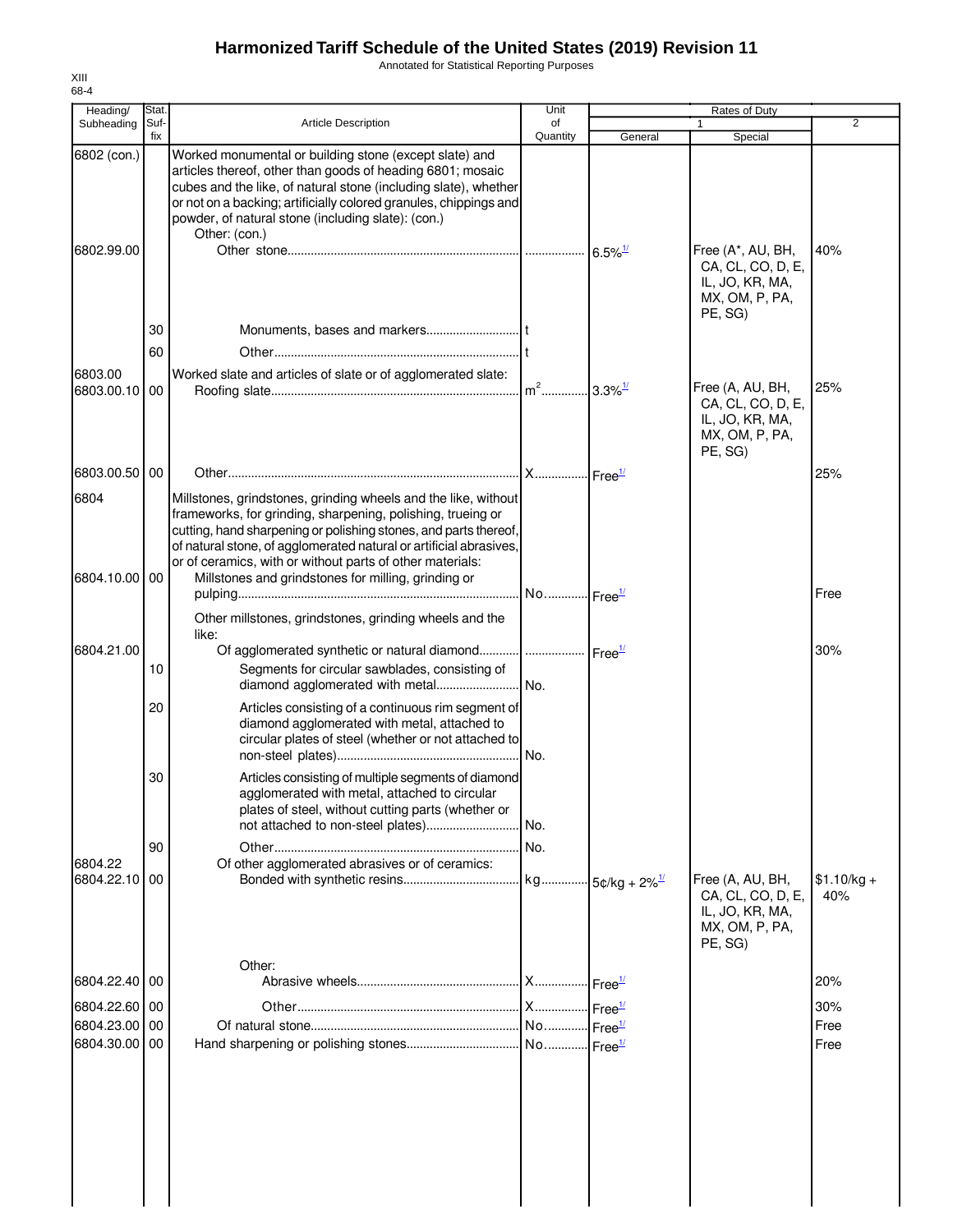# Harmonized Tariff Schedule of the United States (2019) Revision 11

Annotated for Statistical Reporting Purposes

XIII
68-4

| Heading/ Subheading | Stat. Suf- fix | Article Description | Unit of Quantity | Rates of Duty 1 General | Special | 2 |
|---|---|---|---|---|---|---|
| 6802 (con.) | | Worked monumental or building stone (except slate) and articles thereof, other than goods of heading 6801; mosaic cubes and the like, of natural stone (including slate), whether or not on a backing; artificially colored granules, chippings and powder, of natural stone (including slate): (con.) | | | | |
| | | Other: (con.) | | | | |
| 6802.99.00 | | Other stone | | 6.5%[1/] | Free (A*, AU, BH, CA, CL, CO, D, E, IL, JO, KR, MA, MX, OM, P, PA, PE, SG) | 40% |
| | 30 | Monuments, bases and markers | t | | | |
| | 60 | Other | t | | | |
| 6803.00 | | Worked slate and articles of slate or of agglomerated slate: | | | | |
| 6803.00.10 | 00 | Roofing slate | $m^2$ | 3.3%[1/] | Free (A, AU, BH, CA, CL, CO, D, E, IL, JO, KR, MA, MX, OM, P, PA, PE, SG) | 25% |
| 6803.00.50 | 00 | Other | X | Free[1/] | | 25% |
| 6804 | | Millstones, grindstones, grinding wheels and the like, without frameworks, for grinding, sharpening, polishing, trueing or cutting, hand sharpening or polishing stones, and parts thereof, of natural stone, of agglomerated natural or artificial abrasives, or of ceramics, with or without parts of other materials: | | | | |
| 6804.10.00 | 00 | Millstones and grindstones for milling, grinding or pulping | No. | Free[1/] | | Free |
| | | Other millstones, grindstones, grinding wheels and the like: | | | | |
| 6804.21.00 | | Of agglomerated synthetic or natural diamond | | Free[1/] | | 30% |
| | 10 | Segments for circular sawblades, consisting of diamond agglomerated with metal | No. | | | |
| | 20 | Articles consisting of a continuous rim segment of diamond agglomerated with metal, attached to circular plates of steel (whether or not attached to non-steel plates) | No. | | | |
| | 30 | Articles consisting of multiple segments of diamond agglomerated with metal, attached to circular plates of steel, without cutting parts (whether or not attached to non-steel plates) | No. | | | |
| | 90 | Other | No. | | | |
| 6804.22 | | Of other agglomerated abrasives or of ceramics: | | | | |
| 6804.22.10 | 00 | Bonded with synthetic resins | kg | 5¢/kg + 2%[1/] | Free (A, AU, BH, CA, CL, CO, D, E, IL, JO, KR, MA, MX, OM, P, PA, PE, SG) | $1.10/kg + 40% |
| | | Other: | | | | |
| 6804.22.40 | 00 | Abrasive wheels | X | Free[1/] | | 20% |
| 6804.22.60 | 00 | Other | X | Free[1/] | | 30% |
| 6804.23.00 | 00 | Of natural stone | No. | Free[1/] | | Free |
| 6804.30.00 | 00 | Hand sharpening or polishing stones | No. | Free[1/] | | Free |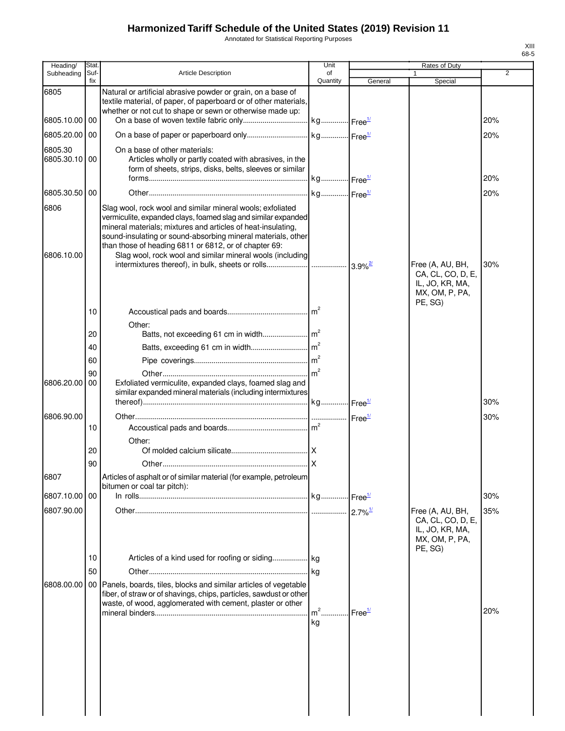# Harmonized Tariff Schedule of the United States (2019) Revision 11

Annotated for Statistical Reporting Purposes

XIII
68-5

| Heading/ Subheading | Stat. Suf-fix | Article Description | Unit of Quantity | Rates of Duty 1 General | Special | 2 |
|---|---|---|---|---|---|---|
| 6805 | | Natural or artificial abrasive powder or grain, on a base of textile material, of paper, of paperboard or of other materials, whether or not cut to shape or sewn or otherwise made up: | | | | |
| 6805.10.00 | 00 | On a base of woven textile fabric only | kg | Free[1/] | | 20% |
| 6805.20.00 | 00 | On a base of paper or paperboard only | kg | Free[1/] | | 20% |
| 6805.30 | | On a base of other materials: | | | | |
| 6805.30.10 | 00 | Articles wholly or partly coated with abrasives, in the form of sheets, strips, disks, belts, sleeves or similar forms | kg | Free[1/] | | 20% |
| 6805.30.50 | 00 | Other | kg | Free[1/] | | 20% |
| 6806 | | Slag wool, rock wool and similar mineral wools; exfoliated vermiculite, expanded clays, foamed slag and similar expanded mineral materials; mixtures and articles of heat-insulating, sound-insulating or sound-absorbing mineral materials, other than those of heading 6811 or 6812, or of chapter 69: | | | | |
| 6806.10.00 | | Slag wool, rock wool and similar mineral wools (including intermixtures thereof), in bulk, sheets or rolls | | 3.9%[2/] | Free (A, AU, BH, CA, CL, CO, D, E, IL, JO, KR, MA, MX, OM, P, PA, PE, SG) | 30% |
| | 10 | Accoustical pads and boards | $m^2$ | | | |
| | | Other: | | | | |
| | 20 | Batts, not exceeding 61 cm in width | $m^2$ | | | |
| | 40 | Batts, exceeding 61 cm in width | $m^2$ | | | |
| | 60 | Pipe coverings | $m^2$ | | | |
| | 90 | Other | $m^2$ | | | |
| 6806.20.00 | 00 | Exfoliated vermiculite, expanded clays, foamed slag and similar expanded mineral materials (including intermixtures thereof) | kg | Free[1/] | | 30% |
| 6806.90.00 | | Other | | Free[1/] | | 30% |
| | 10 | Accoustical pads and boards | $m^2$ | | | |
| | | Other: | | | | |
| | 20 | Of molded calcium silicate | X | | | |
| | 90 | Other | X | | | |
| 6807 | | Articles of asphalt or of similar material (for example, petroleum bitumen or coal tar pitch): | | | | |
| 6807.10.00 | 00 | In rolls | kg | Free[1/] | | 30% |
| 6807.90.00 | | Other | | 2.7%[1/] | Free (A, AU, BH, CA, CL, CO, D, E, IL, JO, KR, MA, MX, OM, P, PA, PE, SG) | 35% |
| | 10 | Articles of a kind used for roofing or siding | kg | | | |
| | 50 | Other | kg | | | |
| 6808.00.00 | 00 | Panels, boards, tiles, blocks and similar articles of vegetable fiber, of straw or of shavings, chips, particles, sawdust or other waste, of wood, agglomerated with cement, plaster or other mineral binders | $m^2$ kg | Free[1/] | | 20% |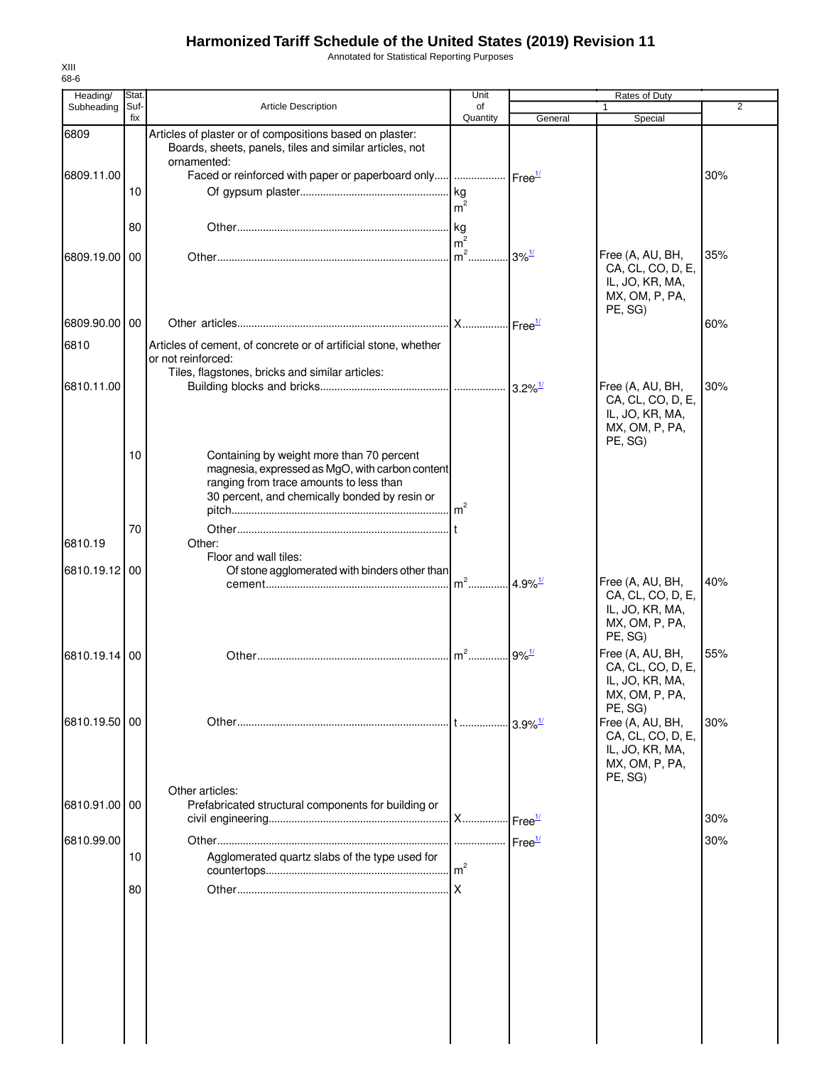# Harmonized Tariff Schedule of the United States (2019) Revision 11

Annotated for Statistical Reporting Purposes

XIII
68-6

| Heading/ Subheading | Stat. Suf-fix | Article Description | Unit of Quantity | Rates of Duty 1 General | Rates of Duty 1 Special | 2 |
|---|---|---|---|---|---|---|
| 6809 | | Articles of plaster or of compositions based on plaster: | | | | |
| | | Boards, sheets, panels, tiles and similar articles, not ornamented: | | | | |
| 6809.11.00 | | Faced or reinforced with paper or paperboard only | | Free[1/] | | 30% |
| | 10 | Of gypsum plaster | kg $m^2$ | | | |
| | 80 | Other | kg $m^2$ | | | |
| 6809.19.00 | 00 | Other | $m^2$ | 3%[1/] | Free (A, AU, BH, CA, CL, CO, D, E, IL, JO, KR, MA, MX, OM, P, PA, PE, SG) | 35% |
| 6809.90.00 | 00 | Other articles | X | Free[1/] | | 60% |
| 6810 | | Articles of cement, of concrete or of artificial stone, whether or not reinforced: | | | | |
| | | Tiles, flagstones, bricks and similar articles: | | | | |
| 6810.11.00 | | Building blocks and bricks | | 3.2%[1/] | Free (A, AU, BH, CA, CL, CO, D, E, IL, JO, KR, MA, MX, OM, P, PA, PE, SG) | 30% |
| | 10 | Containing by weight more than 70 percent magnesia, expressed as MgO, with carbon content ranging from trace amounts to less than 30 percent, and chemically bonded by resin or pitch | $m^2$ | | | |
| | 70 | Other | t | | | |
| 6810.19 | | Other: | | | | |
| | | Floor and wall tiles: | | | | |
| 6810.19.12 | 00 | Of stone agglomerated with binders other than cement | $m^2$ | 4.9%[1/] | Free (A, AU, BH, CA, CL, CO, D, E, IL, JO, KR, MA, MX, OM, P, PA, PE, SG) | 40% |
| 6810.19.14 | 00 | Other | $m^2$ | 9%[1/] | Free (A, AU, BH, CA, CL, CO, D, E, IL, JO, KR, MA, MX, OM, P, PA, PE, SG) | 55% |
| 6810.19.50 | 00 | Other | t | 3.9%[1/] | Free (A, AU, BH, CA, CL, CO, D, E, IL, JO, KR, MA, MX, OM, P, PA, PE, SG) | 30% |
| | | Other articles: | | | | |
| 6810.91.00 | 00 | Prefabricated structural components for building or civil engineering | X | Free[1/] | | 30% |
| 6810.99.00 | | Other | | Free[1/] | | 30% |
| | 10 | Agglomerated quartz slabs of the type used for countertops | $m^2$ | | | |
| | 80 | Other | X | | | |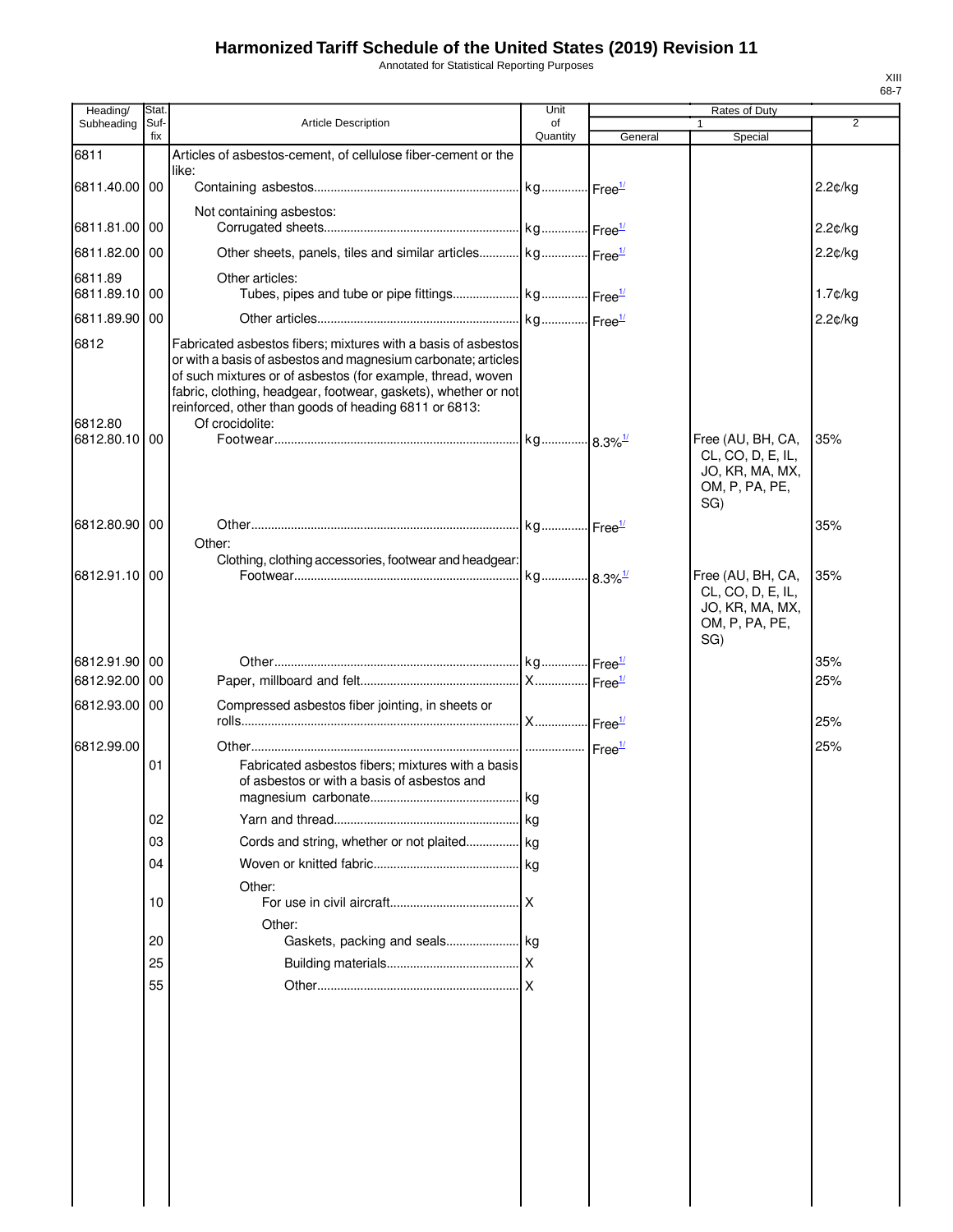# Harmonized Tariff Schedule of the United States (2019) Revision 11

Annotated for Statistical Reporting Purposes

XIII
68-7

| Heading/ Subheading | Stat. Suf-fix | Article Description | Unit of Quantity | Rates of Duty 1 General | Special | 2 |
|---|---|---|---|---|---|---|
| 6811 | | Articles of asbestos-cement, of cellulose fiber-cement or the like: | | | | |
| 6811.40.00 | 00 | Containing asbestos | kg | Free[1/] | | 2.2¢/kg |
| | | Not containing asbestos: | | | | |
| 6811.81.00 | 00 | Corrugated sheets | kg | Free[1/] | | 2.2¢/kg |
| 6811.82.00 | 00 | Other sheets, panels, tiles and similar articles | kg | Free[1/] | | 2.2¢/kg |
| 6811.89 | | Other articles: | | | | |
| 6811.89.10 | 00 | Tubes, pipes and tube or pipe fittings | kg | Free[1/] | | 1.7¢/kg |
| 6811.89.90 | 00 | Other articles | kg | Free[1/] | | 2.2¢/kg |
| 6812 | | Fabricated asbestos fibers; mixtures with a basis of asbestos or with a basis of asbestos and magnesium carbonate; articles of such mixtures or of asbestos (for example, thread, woven fabric, clothing, headgear, footwear, gaskets), whether or not reinforced, other than goods of heading 6811 or 6813: | | | | |
| 6812.80 | | Of crocidolite: | | | | |
| 6812.80.10 | 00 | Footwear | kg | 8.3%[1/] | Free (AU, BH, CA, CL, CO, D, E, IL, JO, KR, MA, MX, OM, P, PA, PE, SG) | 35% |
| 6812.80.90 | 00 | Other | kg | Free[1/] | | 35% |
| | | Other: | | | | |
| | | Clothing, clothing accessories, footwear and headgear: | | | | |
| 6812.91.10 | 00 | Footwear | kg | 8.3%[1/] | Free (AU, BH, CA, CL, CO, D, E, IL, JO, KR, MA, MX, OM, P, PA, PE, SG) | 35% |
| 6812.91.90 | 00 | Other | kg | Free[1/] | | 35% |
| 6812.92.00 | 00 | Paper, millboard and felt | X | Free[1/] | | 25% |
| 6812.93.00 | 00 | Compressed asbestos fiber jointing, in sheets or rolls | X | Free[1/] | | 25% |
| 6812.99.00 | | Other | | Free[1/] | | 25% |
| | 01 | Fabricated asbestos fibers; mixtures with a basis of asbestos or with a basis of asbestos and magnesium carbonate | kg | | | |
| | 02 | Yarn and thread | kg | | | |
| | 03 | Cords and string, whether or not plaited | kg | | | |
| | 04 | Woven or knitted fabric | kg | | | |
| | | Other: | | | | |
| | 10 | For use in civil aircraft | X | | | |
| | | Other: | | | | |
| | 20 | Gaskets, packing and seals | kg | | | |
| | 25 | Building materials | X | | | |
| | 55 | Other | X | | | |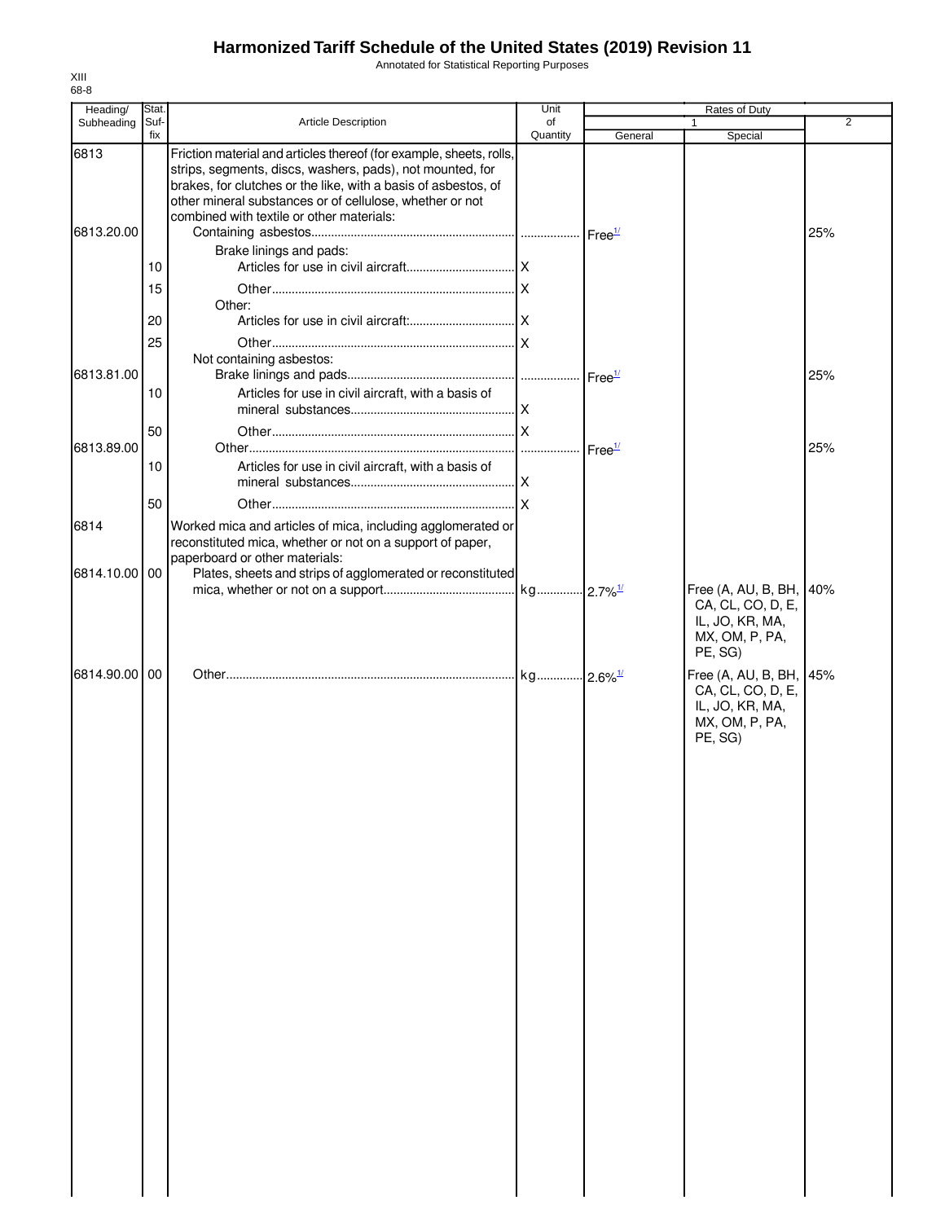# Harmonized Tariff Schedule of the United States (2019) Revision 11

Annotated for Statistical Reporting Purposes

XIII
68-8

| Heading/ Subheading | Stat. Suf- fix | Article Description | Unit of Quantity | Rates of Duty | | |
|---|---|---|---|---|---|---|
| | | | | 1 | | 2 |
| | | | | General | Special | |
| 6813 | | Friction material and articles thereof (for example, sheets, rolls, strips, segments, discs, washers, pads), not mounted, for brakes, for clutches or the like, with a basis of asbestos, of other mineral substances or of cellulose, whether or not combined with textile or other materials: | | | | |
| 6813.20.00 | | Containing asbestos | | Free[1/] | | 25% |
| | | Brake linings and pads: | | | | |
| | 10 | Articles for use in civil aircraft | X | | | |
| | 15 | Other | X | | | |
| | | Other: | | | | |
| | 20 | Articles for use in civil aircraft: | X | | | |
| | 25 | Other | X | | | |
| | | Not containing asbestos: | | | | |
| 6813.81.00 | | Brake linings and pads | | Free[1/] | | 25% |
| | 10 | Articles for use in civil aircraft, with a basis of mineral substances | X | | | |
| | 50 | Other | X | | | |
| 6813.89.00 | | Other | | Free[1/] | | 25% |
| | 10 | Articles for use in civil aircraft, with a basis of mineral substances | X | | | |
| | 50 | Other | X | | | |
| 6814 | | Worked mica and articles of mica, including agglomerated or reconstituted mica, whether or not on a support of paper, paperboard or other materials: | | | | |
| 6814.10.00 | 00 | Plates, sheets and strips of agglomerated or reconstituted mica, whether or not on a support | kg | 2.7%[1/] | Free (A, AU, B, BH, CA, CL, CO, D, E, IL, JO, KR, MA, MX, OM, P, PA, PE, SG) | 40% |
| 6814.90.00 | 00 | Other | kg | 2.6%[1/] | Free (A, AU, B, BH, CA, CL, CO, D, E, IL, JO, KR, MA, MX, OM, P, PA, PE, SG) | 45% |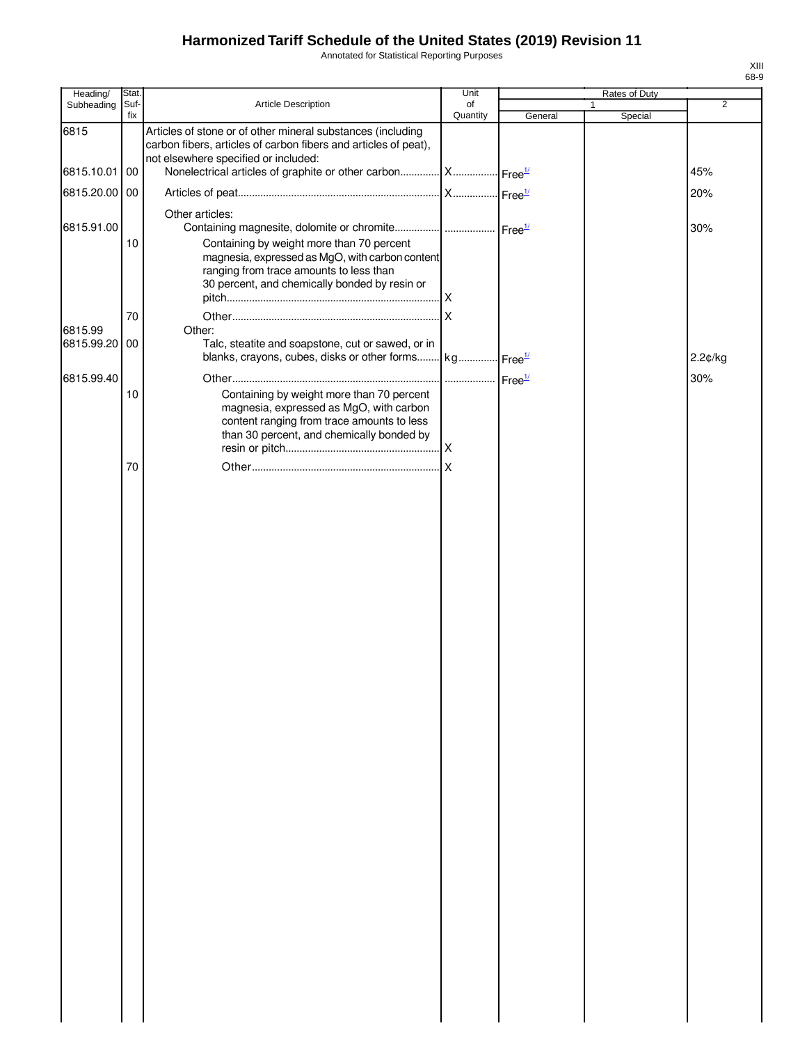# Harmonized Tariff Schedule of the United States (2019) Revision 11

Annotated for Statistical Reporting Purposes

XIII
68-9

| Heading/ Subheading | Stat. Suf- fix | Article Description | Unit of Quantity | Rates of Duty 1 General | Special | 2 |
|---|---|---|---|---|---|---|
| 6815 | | Articles of stone or of other mineral substances (including carbon fibers, articles of carbon fibers and articles of peat), not elsewhere specified or included: | | | | |
| 6815.10.01 | 00 | Nonelectrical articles of graphite or other carbon | X | Free[1/] | | 45% |
| 6815.20.00 | 00 | Articles of peat | X | Free[1/] | | 20% |
| | | Other articles: | | | | |
| 6815.91.00 | | Containing magnesite, dolomite or chromite | | Free[1/] | | 30% |
| | 10 | Containing by weight more than 70 percent magnesia, expressed as MgO, with carbon content ranging from trace amounts to less than 30 percent, and chemically bonded by resin or pitch | X | | | |
| | 70 | Other | X | | | |
| 6815.99 | | Other: | | | | |
| 6815.99.20 | 00 | Talc, steatite and soapstone, cut or sawed, or in blanks, crayons, cubes, disks or other forms | kg | Free[1/] | | 2.2¢/kg |
| 6815.99.40 | | Other | | Free[1/] | | 30% |
| | 10 | Containing by weight more than 70 percent magnesia, expressed as MgO, with carbon content ranging from trace amounts to less than 30 percent, and chemically bonded by resin or pitch | X | | | |
| | 70 | Other | X | | | |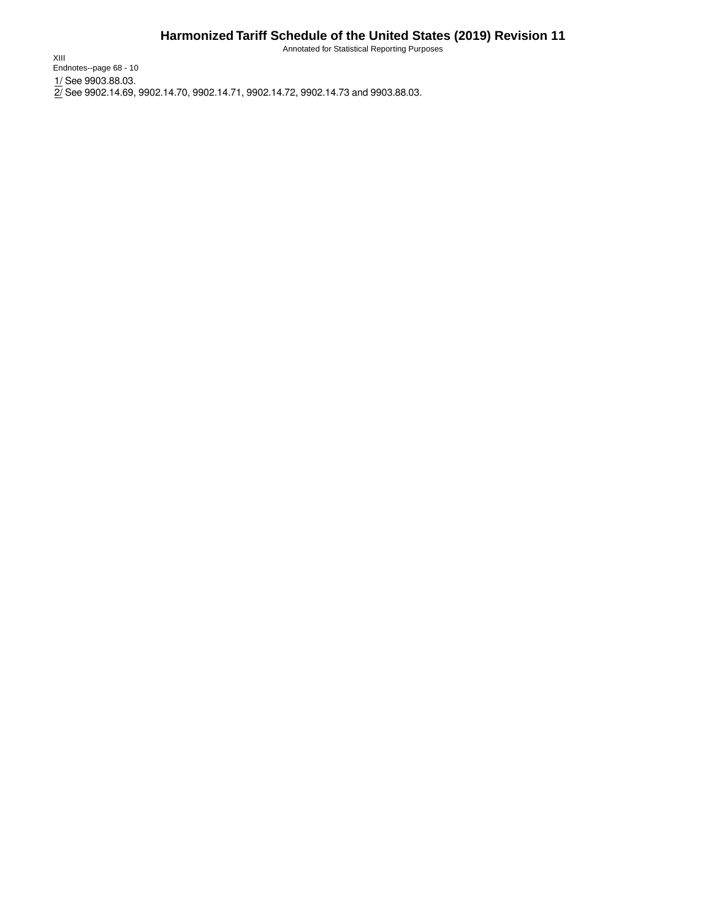1/ See 9903.88.03.

2/ See 9902.14.69, 9902.14.70, 9902.14.71, 9902.14.72, 9902.14.73 and 9903.88.03.